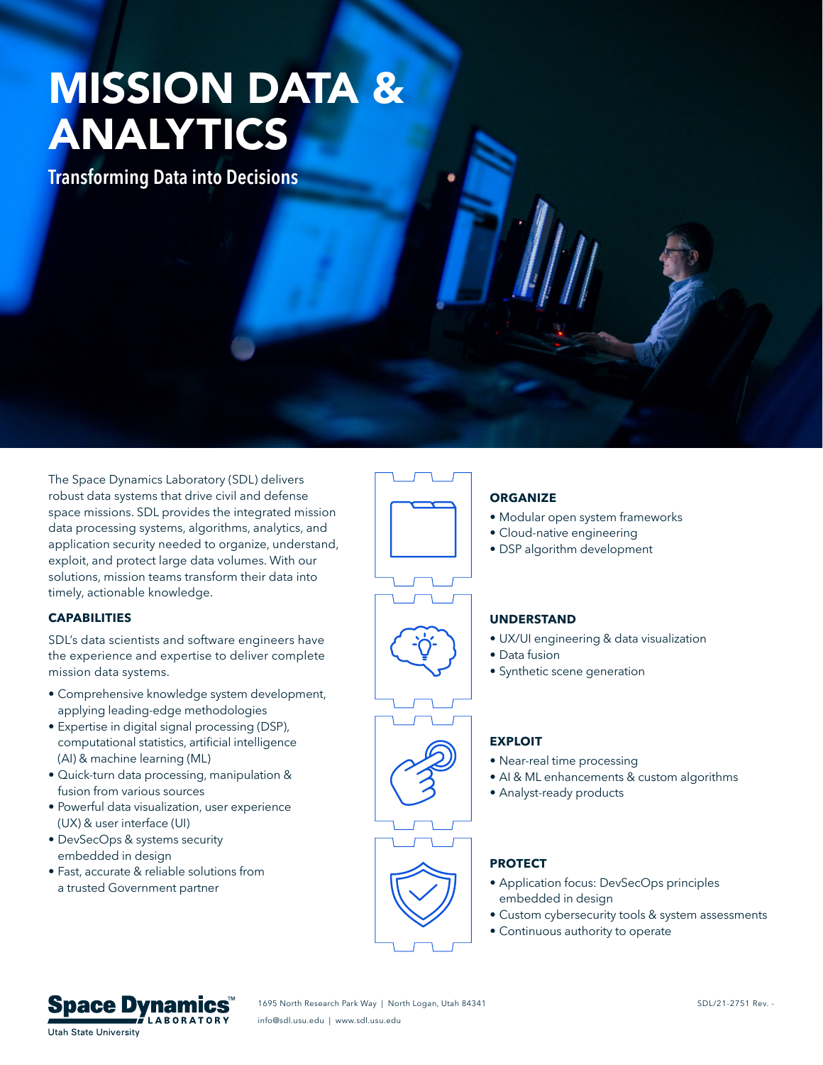# MISSION DATA & ANALYTICS

## Transforming Data into Decisions

The Space Dynamics Laboratory (SDL) delivers robust data systems that drive civil and defense space missions. SDL provides the integrated mission data processing systems, algorithms, analytics, and application security needed to organize, understand, exploit, and protect large data volumes. With our solutions, mission teams transform their data into timely, actionable knowledge.

### CAPABILITIES

SDL's data scientists and software engineers have the experience and expertise to deliver complete mission data systems.

- Comprehensive knowledge system development, applying leading-edge methodologies
- Expertise in digital signal processing (DSP), computational statistics, artificial intelligence (AI) & machine learning (ML)
- Quick-turn data processing, manipulation & fusion from various sources
- Powerful data visualization, user experience (UX) & user interface (UI)
- DevSecOps & systems security embedded in design
- Fast, accurate & reliable solutions from a trusted Government partner

### ORGANIZE

- Modular open system frameworks
- Cloud-native engineering
- DSP algorithm development

### UNDERSTAND

- UX/UI engineering & data visualization
- Data fusion
- Synthetic scene generation

### EXPLOIT

- Near-real time processing
- AI & ML enhancements & custom algorithms
- Analyst-ready products

### PROTECT

- Application focus: DevSecOps principles embedded in design
- Custom cybersecurity tools & system assessments
- Continuous authority to operate

Space Dynamics™ LABORATORY
Utah State University

1695 North Research Park Way | North Logan, Utah 84341
info@sdl.usu.edu | www.sdl.usu.edu

SDL/21-2751 Rev. -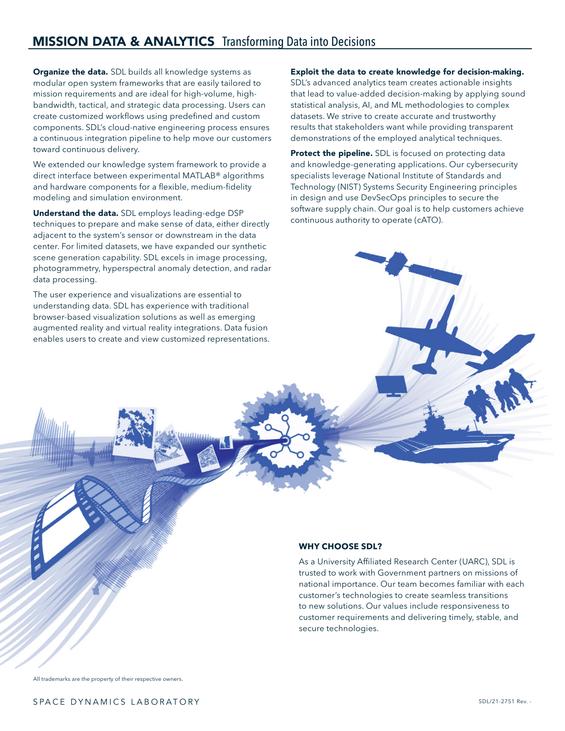## MISSION DATA & ANALYTICS Transforming Data into Decisions

**Organize the data.** SDL builds all knowledge systems as modular open system frameworks that are easily tailored to mission requirements and are ideal for high-volume, high-bandwidth, tactical, and strategic data processing. Users can create customized workflows using predefined and custom components. SDL's cloud-native engineering process ensures a continuous integration pipeline to help move our customers toward continuous delivery.

We extended our knowledge system framework to provide a direct interface between experimental MATLAB® algorithms and hardware components for a flexible, medium-fidelity modeling and simulation environment.

**Understand the data.** SDL employs leading-edge DSP techniques to prepare and make sense of data, either directly adjacent to the system's sensor or downstream in the data center. For limited datasets, we have expanded our synthetic scene generation capability. SDL excels in image processing, photogrammetry, hyperspectral anomaly detection, and radar data processing.

The user experience and visualizations are essential to understanding data. SDL has experience with traditional browser-based visualization solutions as well as emerging augmented reality and virtual reality integrations. Data fusion enables users to create and view customized representations.

**Exploit the data to create knowledge for decision-making.** SDL's advanced analytics team creates actionable insights that lead to value-added decision-making by applying sound statistical analysis, AI, and ML methodologies to complex datasets. We strive to create accurate and trustworthy results that stakeholders want while providing transparent demonstrations of the employed analytical techniques.

**Protect the pipeline.** SDL is focused on protecting data and knowledge-generating applications. Our cybersecurity specialists leverage National Institute of Standards and Technology (NIST) Systems Security Engineering principles in design and use DevSecOps principles to secure the software supply chain. Our goal is to help customers achieve continuous authority to operate (cATO).

### WHY CHOOSE SDL?

As a University Affiliated Research Center (UARC), SDL is trusted to work with Government partners on missions of national importance. Our team becomes familiar with each customer's technologies to create seamless transitions to new solutions. Our values include responsiveness to customer requirements and delivering timely, stable, and secure technologies.

All trademarks are the property of their respective owners.

SPACE DYNAMICS LABORATORY

SDL/21-2751 Rev. -